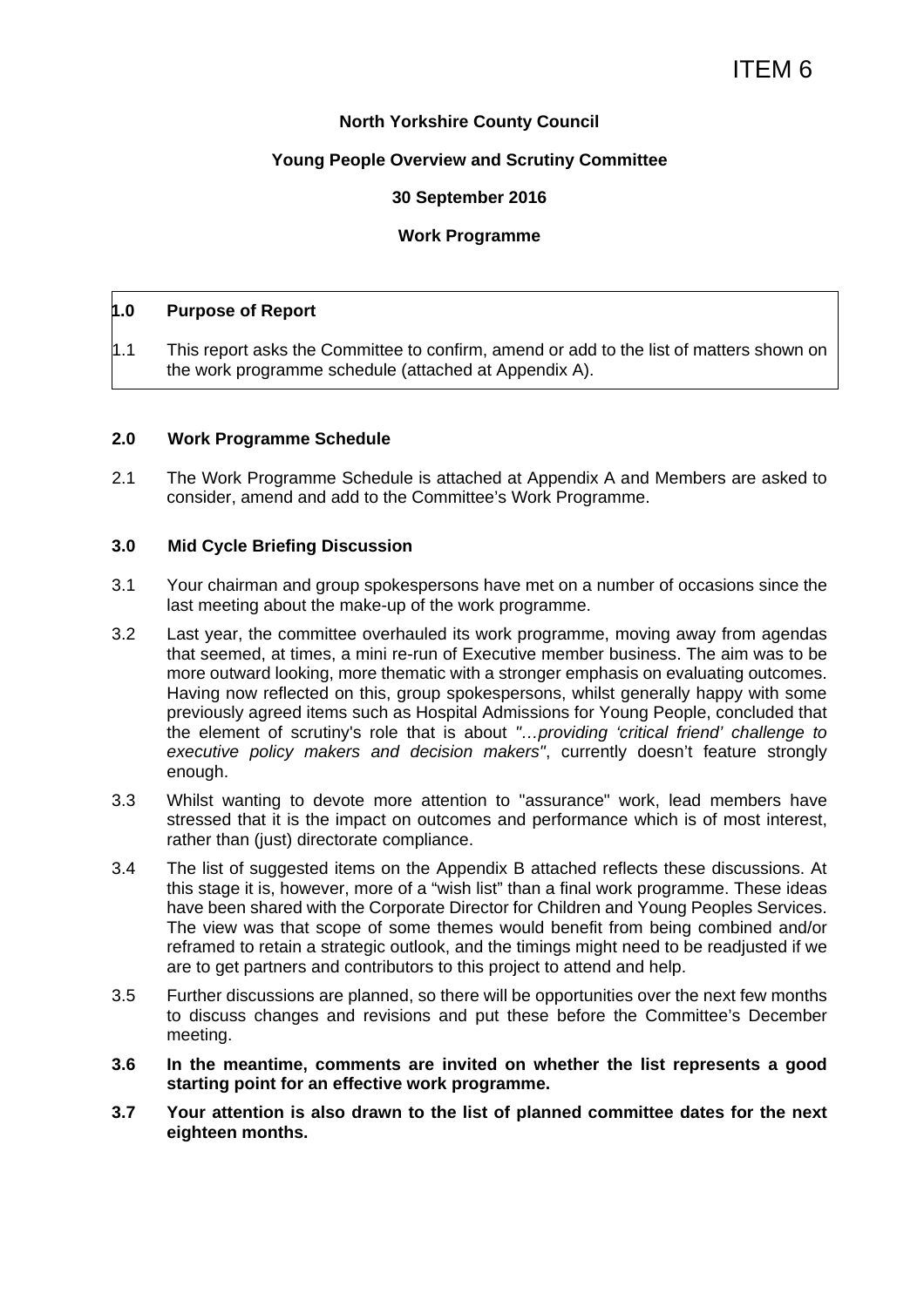ITEM 6

**North Yorkshire County Council**

**Young People Overview and Scrutiny Committee**

**30 September 2016**

**Work Programme**

## 1.0 Purpose of Report

1.1 This report asks the Committee to confirm, amend or add to the list of matters shown on the work programme schedule (attached at Appendix A).

## 2.0 Work Programme Schedule

2.1 The Work Programme Schedule is attached at Appendix A and Members are asked to consider, amend and add to the Committee's Work Programme.

## 3.0 Mid Cycle Briefing Discussion

3.1 Your chairman and group spokespersons have met on a number of occasions since the last meeting about the make-up of the work programme.

3.2 Last year, the committee overhauled its work programme, moving away from agendas that seemed, at times, a mini re-run of Executive member business. The aim was to be more outward looking, more thematic with a stronger emphasis on evaluating outcomes. Having now reflected on this, group spokespersons, whilst generally happy with some previously agreed items such as Hospital Admissions for Young People, concluded that the element of scrutiny's role that is about *"…providing 'critical friend' challenge to executive policy makers and decision makers"*, currently doesn't feature strongly enough.

3.3 Whilst wanting to devote more attention to "assurance" work, lead members have stressed that it is the impact on outcomes and performance which is of most interest, rather than (just) directorate compliance.

3.4 The list of suggested items on the Appendix B attached reflects these discussions. At this stage it is, however, more of a "wish list" than a final work programme. These ideas have been shared with the Corporate Director for Children and Young Peoples Services. The view was that scope of some themes would benefit from being combined and/or reframed to retain a strategic outlook, and the timings might need to be readjusted if we are to get partners and contributors to this project to attend and help.

3.5 Further discussions are planned, so there will be opportunities over the next few months to discuss changes and revisions and put these before the Committee's December meeting.

**3.6 In the meantime, comments are invited on whether the list represents a good starting point for an effective work programme.**

**3.7 Your attention is also drawn to the list of planned committee dates for the next eighteen months.**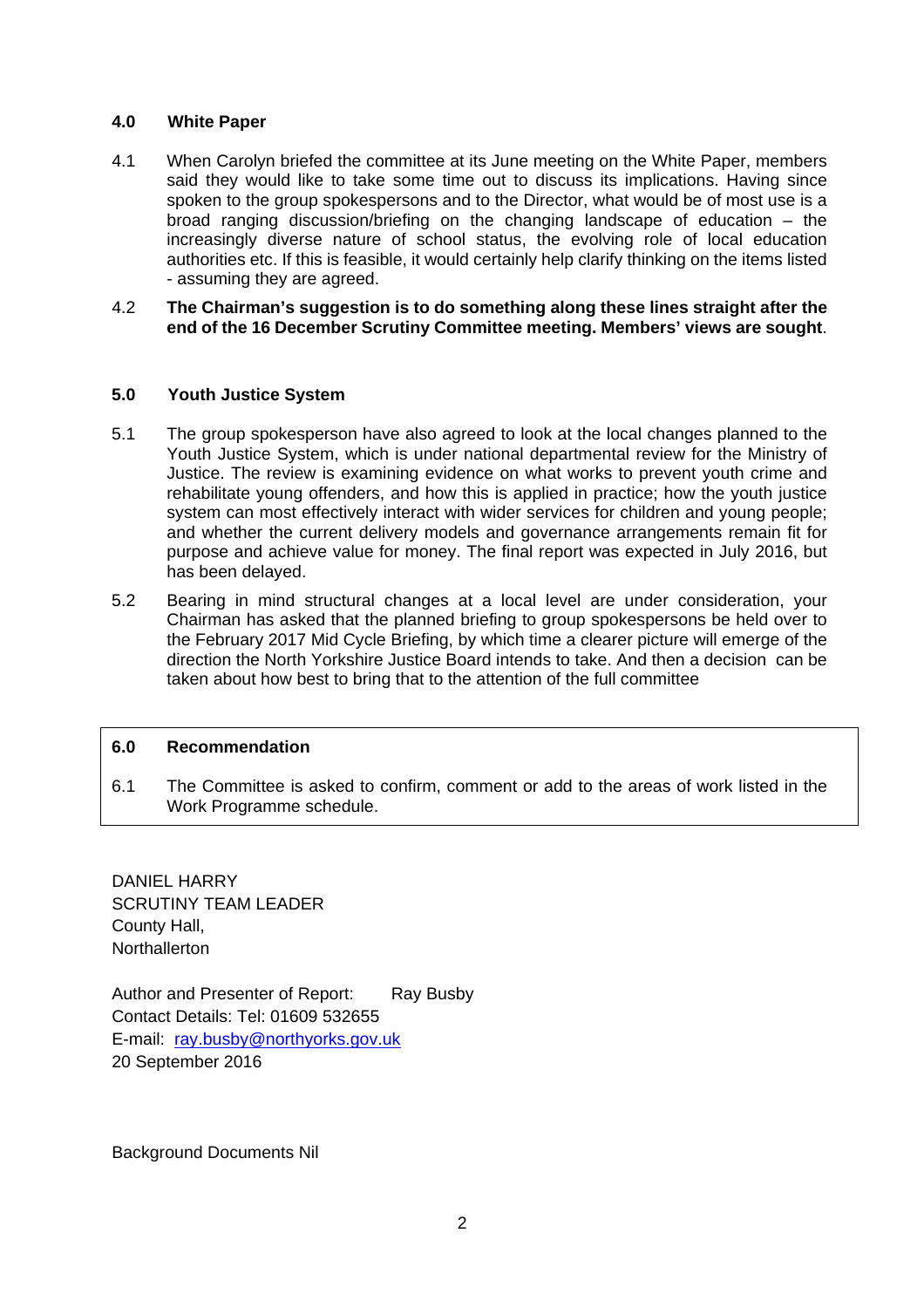## 4.0 White Paper

4.1 When Carolyn briefed the committee at its June meeting on the White Paper, members said they would like to take some time out to discuss its implications. Having since spoken to the group spokespersons and to the Director, what would be of most use is a broad ranging discussion/briefing on the changing landscape of education – the increasingly diverse nature of school status, the evolving role of local education authorities etc. If this is feasible, it would certainly help clarify thinking on the items listed - assuming they are agreed.

4.2 **The Chairman's suggestion is to do something along these lines straight after the end of the 16 December Scrutiny Committee meeting. Members' views are sought**.

## 5.0 Youth Justice System

5.1 The group spokesperson have also agreed to look at the local changes planned to the Youth Justice System, which is under national departmental review for the Ministry of Justice. The review is examining evidence on what works to prevent youth crime and rehabilitate young offenders, and how this is applied in practice; how the youth justice system can most effectively interact with wider services for children and young people; and whether the current delivery models and governance arrangements remain fit for purpose and achieve value for money. The final report was expected in July 2016, but has been delayed.

5.2 Bearing in mind structural changes at a local level are under consideration, your Chairman has asked that the planned briefing to group spokespersons be held over to the February 2017 Mid Cycle Briefing, by which time a clearer picture will emerge of the direction the North Yorkshire Justice Board intends to take. And then a decision can be taken about how best to bring that to the attention of the full committee

## 6.0 Recommendation

6.1 The Committee is asked to confirm, comment or add to the areas of work listed in the Work Programme schedule.

DANIEL HARRY
SCRUTINY TEAM LEADER
County Hall,
Northallerton

Author and Presenter of Report: Ray Busby
Contact Details: Tel: 01609 532655
E-mail: ray.busby@northyorks.gov.uk
20 September 2016

Background Documents Nil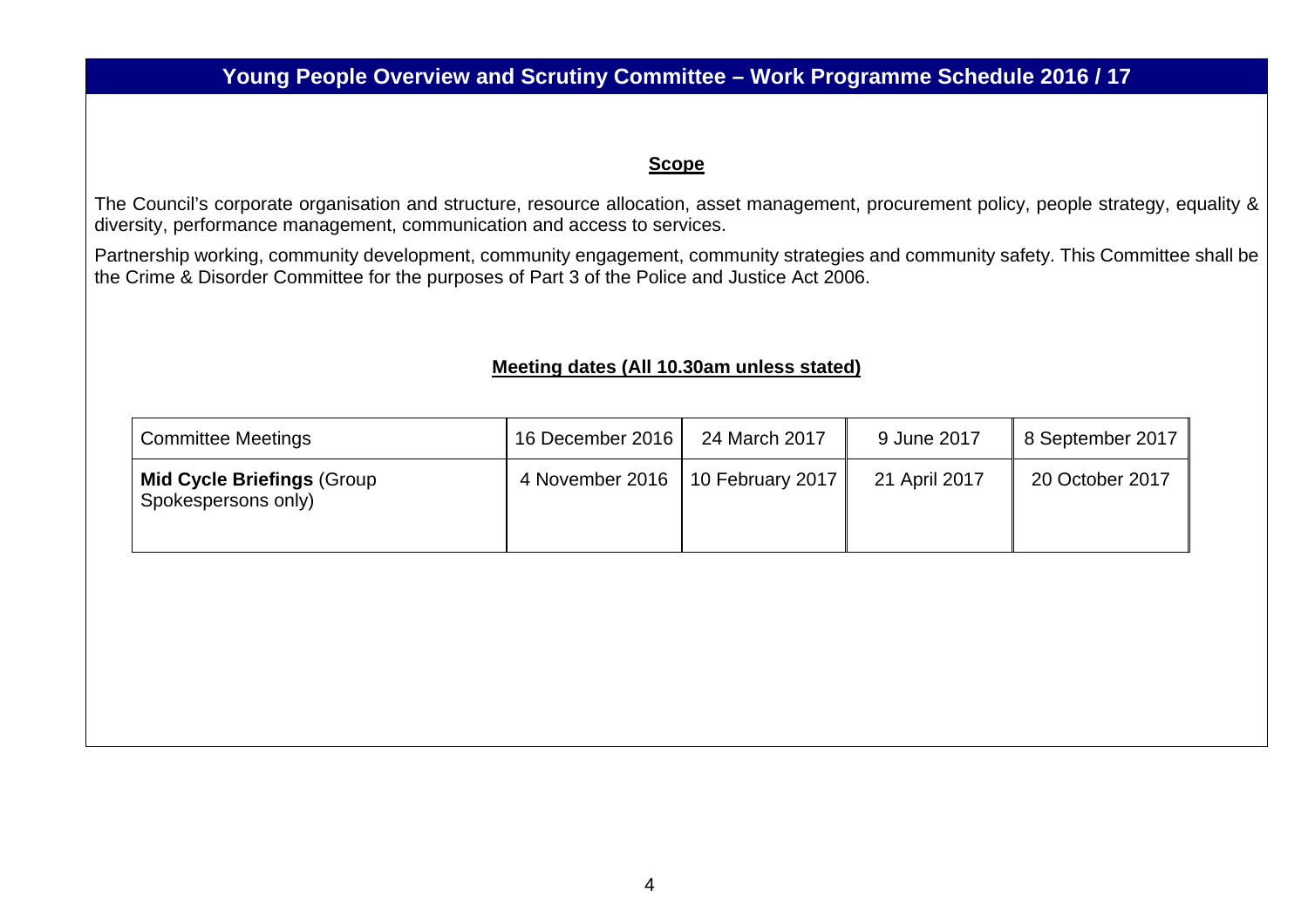# Young People Overview and Scrutiny Committee – Work Programme Schedule 2016 / 17

**Scope**

The Council's corporate organisation and structure, resource allocation, asset management, procurement policy, people strategy, equality & diversity, performance management, communication and access to services.

Partnership working, community development, community engagement, community strategies and community safety. This Committee shall be the Crime & Disorder Committee for the purposes of Part 3 of the Police and Justice Act 2006.

**Meeting dates (All 10.30am unless stated)**

| Committee Meetings | 16 December 2016 | 24 March 2017 | 9 June 2017 | 8 September 2017 |
|---|---|---|---|---|
| **Mid Cycle Briefings** (Group Spokespersons only) | 4 November 2016 | 10 February 2017 | 21 April 2017 | 20 October 2017 |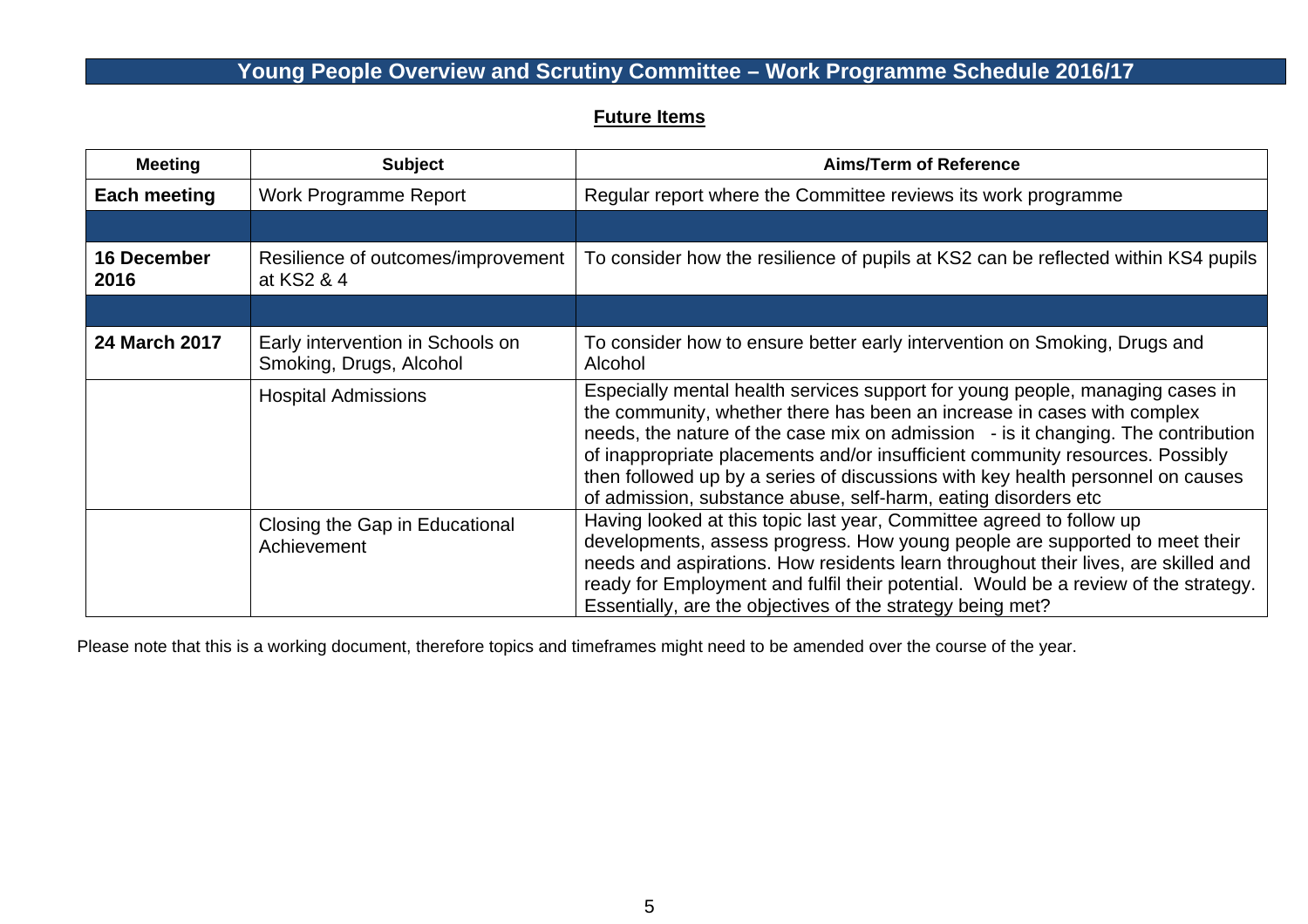# Young People Overview and Scrutiny Committee – Work Programme Schedule 2016/17

## Future Items

| Meeting | Subject | Aims/Term of Reference |
|---|---|---|
| **Each meeting** | Work Programme Report | Regular report where the Committee reviews its work programme |
| | | |
| **16 December 2016** | Resilience of outcomes/improvement at KS2 & 4 | To consider how the resilience of pupils at KS2 can be reflected within KS4 pupils |
| | | |
| **24 March 2017** | Early intervention in Schools on Smoking, Drugs, Alcohol | To consider how to ensure better early intervention on Smoking, Drugs and Alcohol |
| | Hospital Admissions | Especially mental health services support for young people, managing cases in the community, whether there has been an increase in cases with complex needs, the nature of the case mix on admission - is it changing. The contribution of inappropriate placements and/or insufficient community resources. Possibly then followed up by a series of discussions with key health personnel on causes of admission, substance abuse, self-harm, eating disorders etc |
| | Closing the Gap in Educational Achievement | Having looked at this topic last year, Committee agreed to follow up developments, assess progress. How young people are supported to meet their needs and aspirations. How residents learn throughout their lives, are skilled and ready for Employment and fulfil their potential. Would be a review of the strategy. Essentially, are the objectives of the strategy being met? |

Please note that this is a working document, therefore topics and timeframes might need to be amended over the course of the year.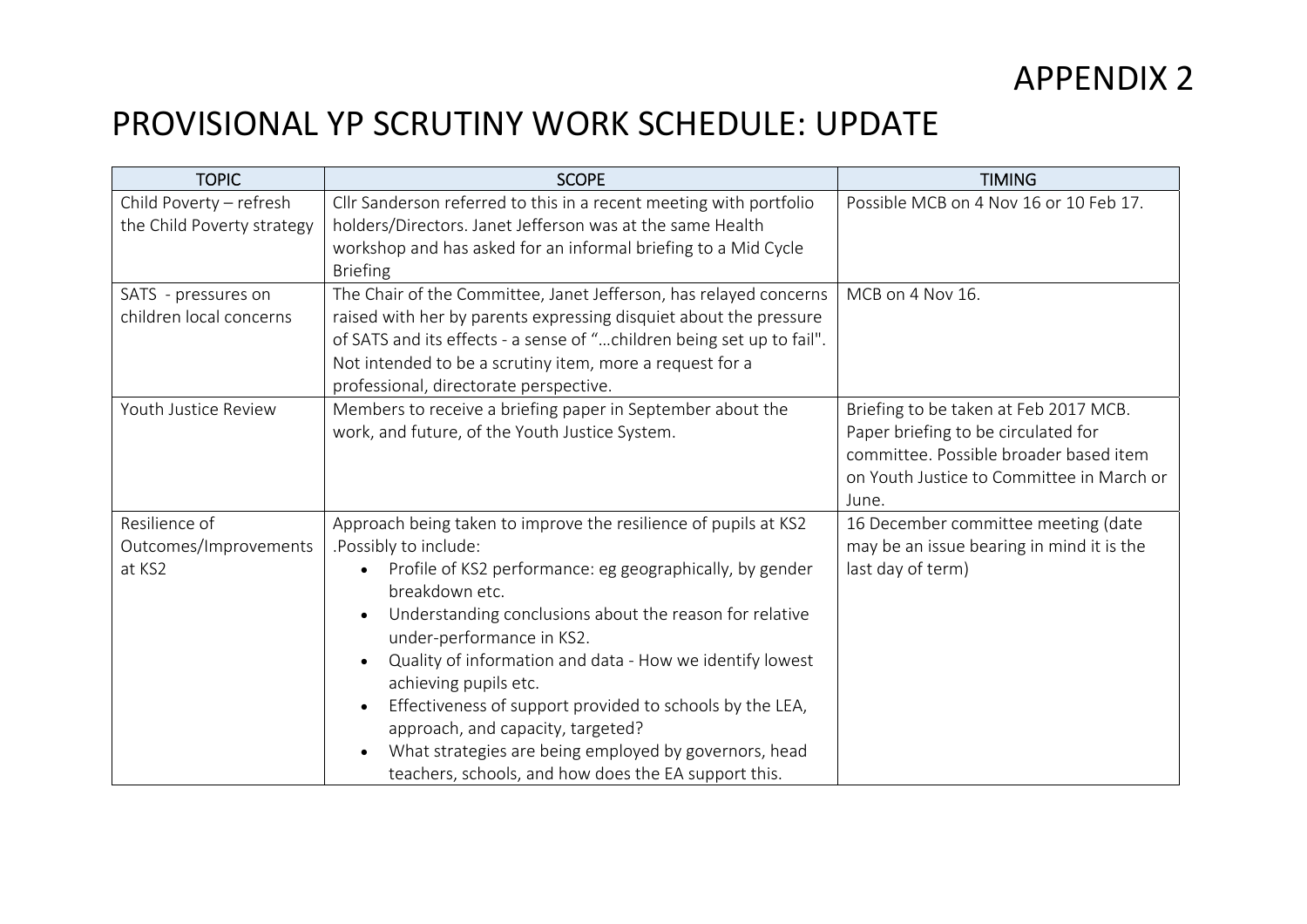# APPENDIX 2

# PROVISIONAL YP SCRUTINY WORK SCHEDULE: UPDATE

| TOPIC | SCOPE | TIMING |
|---|---|---|
| Child Poverty – refresh the Child Poverty strategy | Cllr Sanderson referred to this in a recent meeting with portfolio holders/Directors. Janet Jefferson was at the same Health workshop and has asked for an informal briefing to a Mid Cycle Briefing | Possible MCB on 4 Nov 16 or 10 Feb 17. |
| SATS - pressures on children local concerns | The Chair of the Committee, Janet Jefferson, has relayed concerns raised with her by parents expressing disquiet about the pressure of SATS and its effects - a sense of "…children being set up to fail". Not intended to be a scrutiny item, more a request for a professional, directorate perspective. | MCB on 4 Nov 16. |
| Youth Justice Review | Members to receive a briefing paper in September about the work, and future, of the Youth Justice System. | Briefing to be taken at Feb 2017 MCB. Paper briefing to be circulated for committee. Possible broader based item on Youth Justice to Committee in March or June. |
| Resilience of Outcomes/Improvements at KS2 | Approach being taken to improve the resilience of pupils at KS2 .Possibly to include: <br>• Profile of KS2 performance: eg geographically, by gender breakdown etc. <br>• Understanding conclusions about the reason for relative under-performance in KS2. <br>• Quality of information and data - How we identify lowest achieving pupils etc. <br>• Effectiveness of support provided to schools by the LEA, approach, and capacity, targeted? <br>• What strategies are being employed by governors, head teachers, schools, and how does the EA support this. | 16 December committee meeting (date may be an issue bearing in mind it is the last day of term) |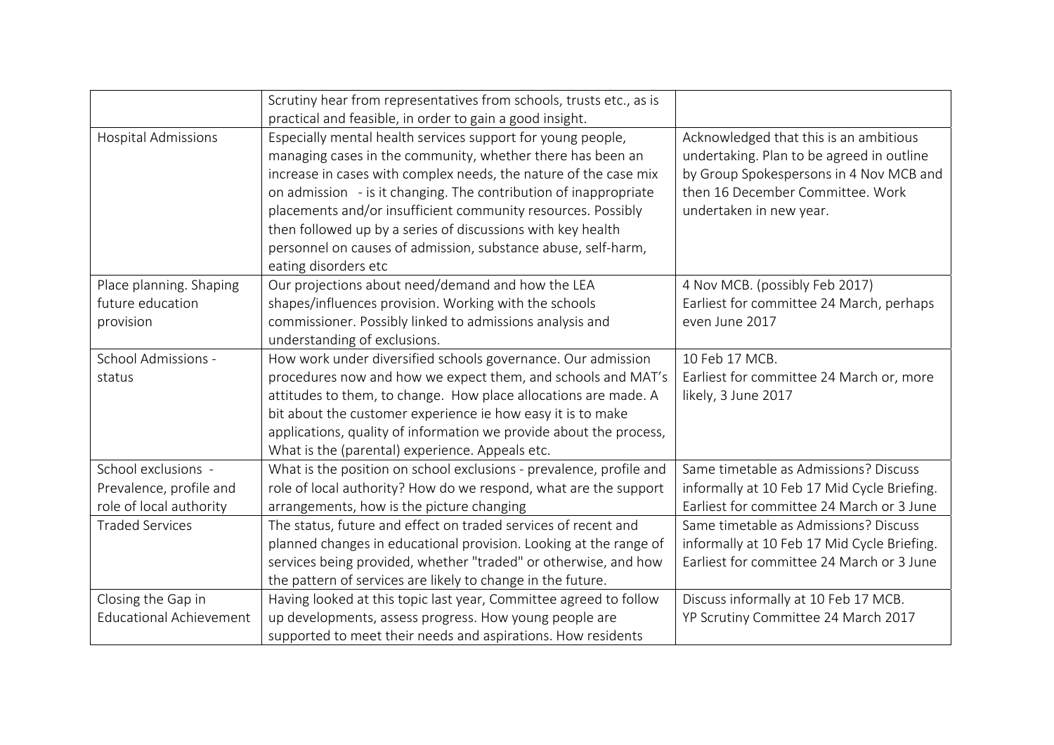| | | |
|---|---|---|
| | Scrutiny hear from representatives from schools, trusts etc., as is practical and feasible, in order to gain a good insight. | |
| Hospital Admissions | Especially mental health services support for young people, managing cases in the community, whether there has been an increase in cases with complex needs, the nature of the case mix on admission - is it changing. The contribution of inappropriate placements and/or insufficient community resources. Possibly then followed up by a series of discussions with key health personnel on causes of admission, substance abuse, self-harm, eating disorders etc | Acknowledged that this is an ambitious undertaking. Plan to be agreed in outline by Group Spokespersons in 4 Nov MCB and then 16 December Committee. Work undertaken in new year. |
| Place planning. Shaping future education provision | Our projections about need/demand and how the LEA shapes/influences provision. Working with the schools commissioner. Possibly linked to admissions analysis and understanding of exclusions. | 4 Nov MCB. (possibly Feb 2017)<br>Earliest for committee 24 March, perhaps even June 2017 |
| School Admissions - status | How work under diversified schools governance. Our admission procedures now and how we expect them, and schools and MAT's attitudes to them, to change. How place allocations are made. A bit about the customer experience ie how easy it is to make applications, quality of information we provide about the process, What is the (parental) experience. Appeals etc. | 10 Feb 17 MCB.<br>Earliest for committee 24 March or, more likely, 3 June 2017 |
| School exclusions - Prevalence, profile and role of local authority | What is the position on school exclusions - prevalence, profile and role of local authority? How do we respond, what are the support arrangements, how is the picture changing | Same timetable as Admissions? Discuss informally at 10 Feb 17 Mid Cycle Briefing. Earliest for committee 24 March or 3 June |
| Traded Services | The status, future and effect on traded services of recent and planned changes in educational provision. Looking at the range of services being provided, whether "traded" or otherwise, and how the pattern of services are likely to change in the future. | Same timetable as Admissions? Discuss informally at 10 Feb 17 Mid Cycle Briefing. Earliest for committee 24 March or 3 June |
| Closing the Gap in Educational Achievement | Having looked at this topic last year, Committee agreed to follow up developments, assess progress. How young people are supported to meet their needs and aspirations. How residents | Discuss informally at 10 Feb 17 MCB.<br>YP Scrutiny Committee 24 March 2017 |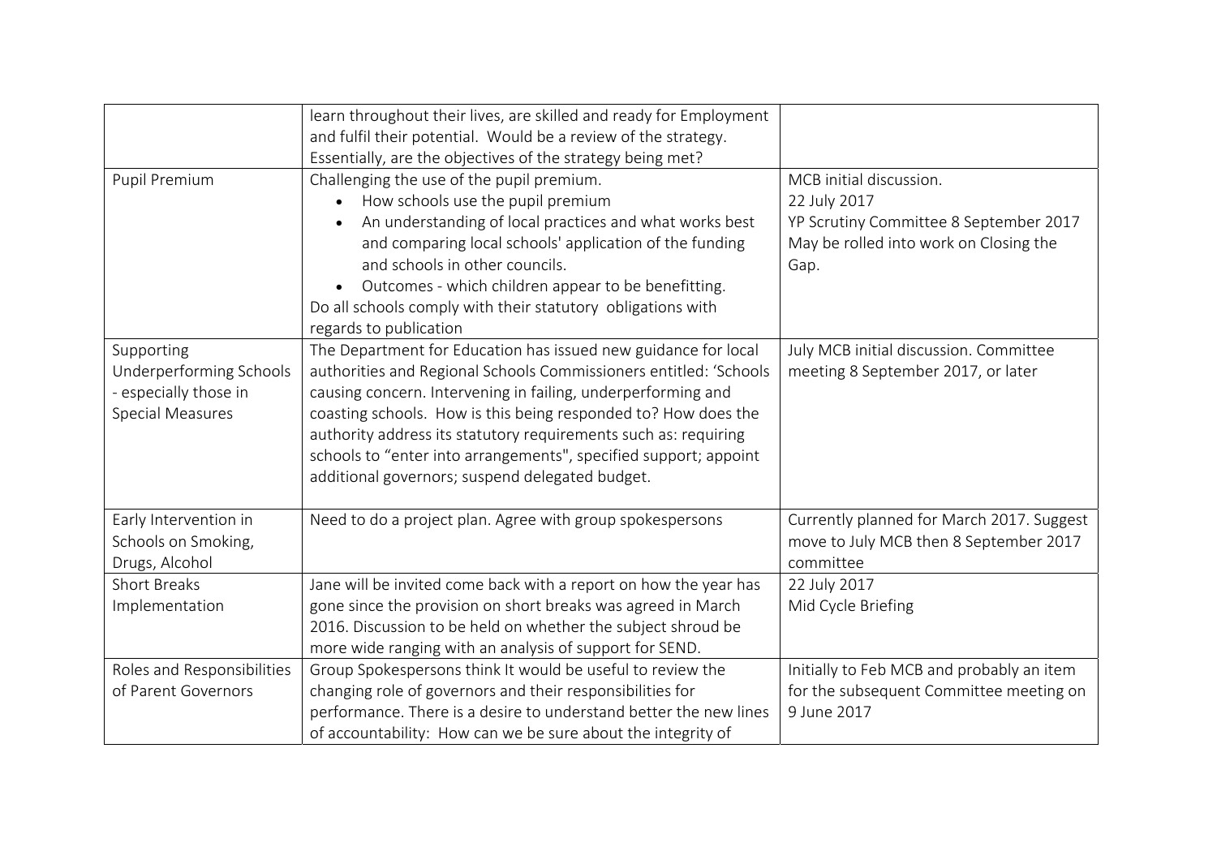| | | |
|---|---|---|
| | learn throughout their lives, are skilled and ready for Employment and fulfil their potential. Would be a review of the strategy. Essentially, are the objectives of the strategy being met? | |
| Pupil Premium | Challenging the use of the pupil premium.<br>• How schools use the pupil premium<br>• An understanding of local practices and what works best and comparing local schools' application of the funding and schools in other councils.<br>• Outcomes - which children appear to be benefitting.<br>Do all schools comply with their statutory obligations with regards to publication | MCB initial discussion.<br>22 July 2017<br>YP Scrutiny Committee 8 September 2017<br>May be rolled into work on Closing the Gap. |
| Supporting Underperforming Schools - especially those in Special Measures | The Department for Education has issued new guidance for local authorities and Regional Schools Commissioners entitled: 'Schools causing concern. Intervening in failing, underperforming and coasting schools. How is this being responded to? How does the authority address its statutory requirements such as: requiring schools to "enter into arrangements", specified support; appoint additional governors; suspend delegated budget. | July MCB initial discussion. Committee meeting 8 September 2017, or later |
| Early Intervention in Schools on Smoking, Drugs, Alcohol | Need to do a project plan. Agree with group spokespersons | Currently planned for March 2017. Suggest move to July MCB then 8 September 2017 committee |
| Short Breaks Implementation | Jane will be invited come back with a report on how the year has gone since the provision on short breaks was agreed in March 2016. Discussion to be held on whether the subject shroud be more wide ranging with an analysis of support for SEND. | 22 July 2017<br>Mid Cycle Briefing |
| Roles and Responsibilities of Parent Governors | Group Spokespersons think It would be useful to review the changing role of governors and their responsibilities for performance. There is a desire to understand better the new lines of accountability: How can we be sure about the integrity of | Initially to Feb MCB and probably an item for the subsequent Committee meeting on 9 June 2017 |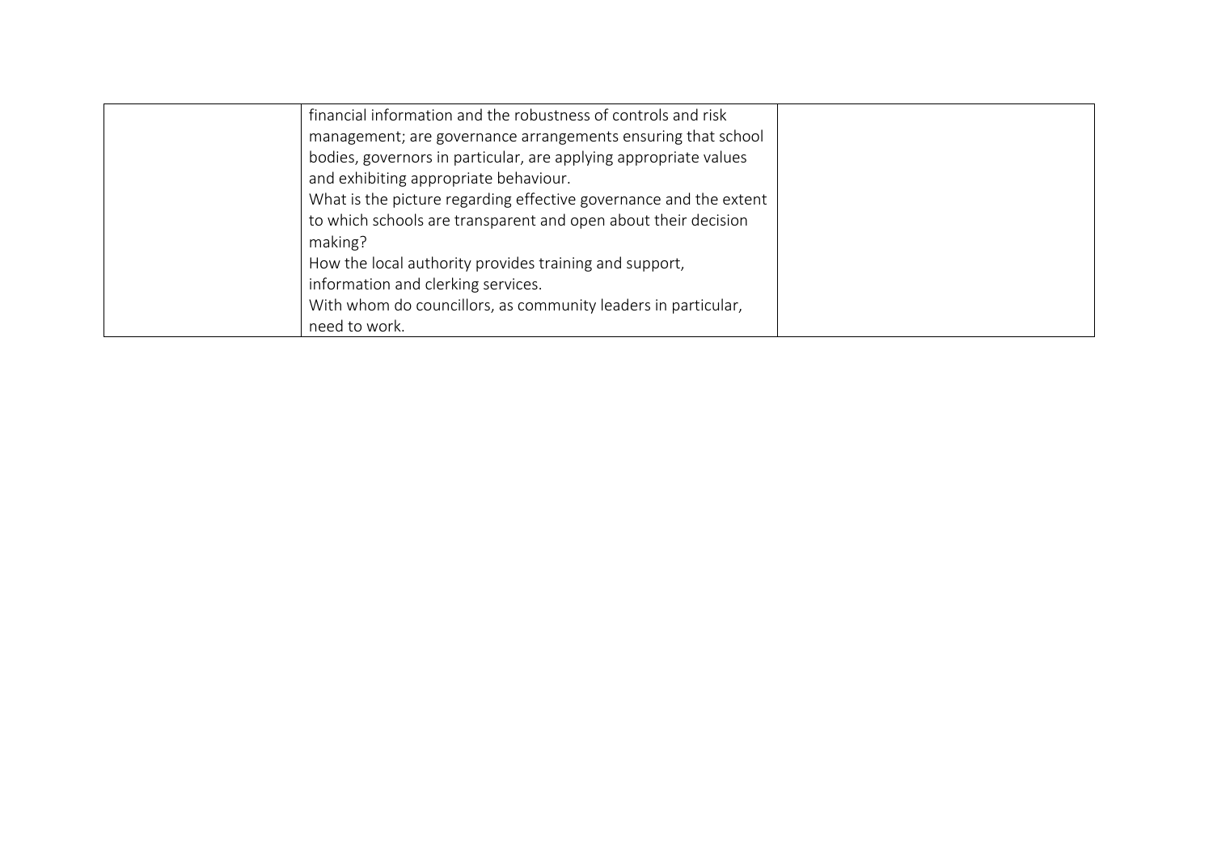| | | |
|---|---|---|
| | financial information and the robustness of controls and risk management; are governance arrangements ensuring that school bodies, governors in particular, are applying appropriate values and exhibiting appropriate behaviour.<br>What is the picture regarding effective governance and the extent to which schools are transparent and open about their decision making?<br>How the local authority provides training and support, information and clerking services.<br>With whom do councillors, as community leaders in particular, need to work. | |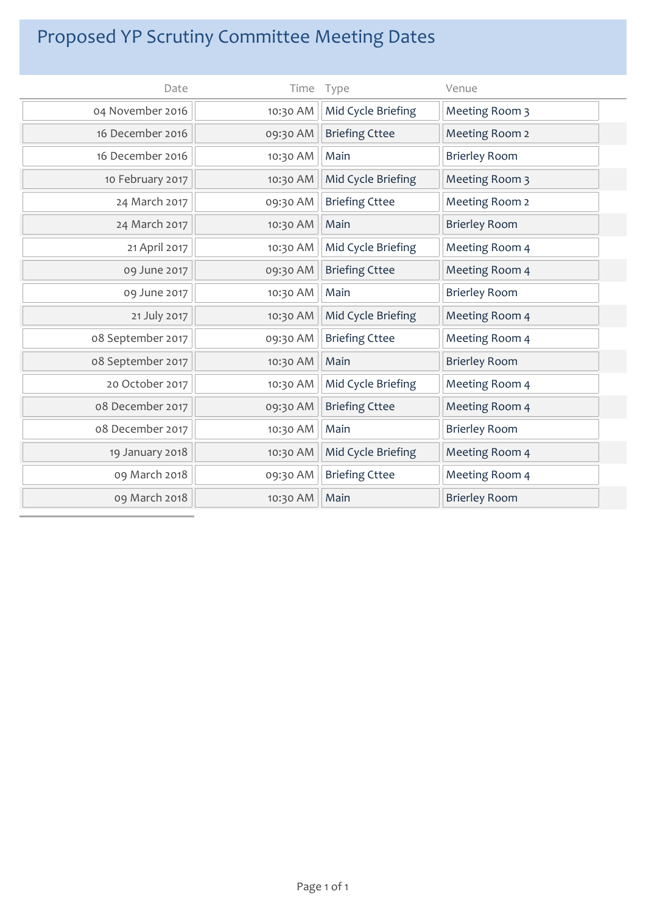# Proposed YP Scrutiny Committee Meeting Dates

| Date | Time | Type | Venue |
|---|---|---|---|
| 04 November 2016 | 10:30 AM | Mid Cycle Briefing | Meeting Room 3 |
| 16 December 2016 | 09:30 AM | Briefing Cttee | Meeting Room 2 |
| 16 December 2016 | 10:30 AM | Main | Brierley Room |
| 10 February 2017 | 10:30 AM | Mid Cycle Briefing | Meeting Room 3 |
| 24 March 2017 | 09:30 AM | Briefing Cttee | Meeting Room 2 |
| 24 March 2017 | 10:30 AM | Main | Brierley Room |
| 21 April 2017 | 10:30 AM | Mid Cycle Briefing | Meeting Room 4 |
| 09 June 2017 | 09:30 AM | Briefing Cttee | Meeting Room 4 |
| 09 June 2017 | 10:30 AM | Main | Brierley Room |
| 21 July 2017 | 10:30 AM | Mid Cycle Briefing | Meeting Room 4 |
| 08 September 2017 | 09:30 AM | Briefing Cttee | Meeting Room 4 |
| 08 September 2017 | 10:30 AM | Main | Brierley Room |
| 20 October 2017 | 10:30 AM | Mid Cycle Briefing | Meeting Room 4 |
| 08 December 2017 | 09:30 AM | Briefing Cttee | Meeting Room 4 |
| 08 December 2017 | 10:30 AM | Main | Brierley Room |
| 19 January 2018 | 10:30 AM | Mid Cycle Briefing | Meeting Room 4 |
| 09 March 2018 | 09:30 AM | Briefing Cttee | Meeting Room 4 |
| 09 March 2018 | 10:30 AM | Main | Brierley Room |